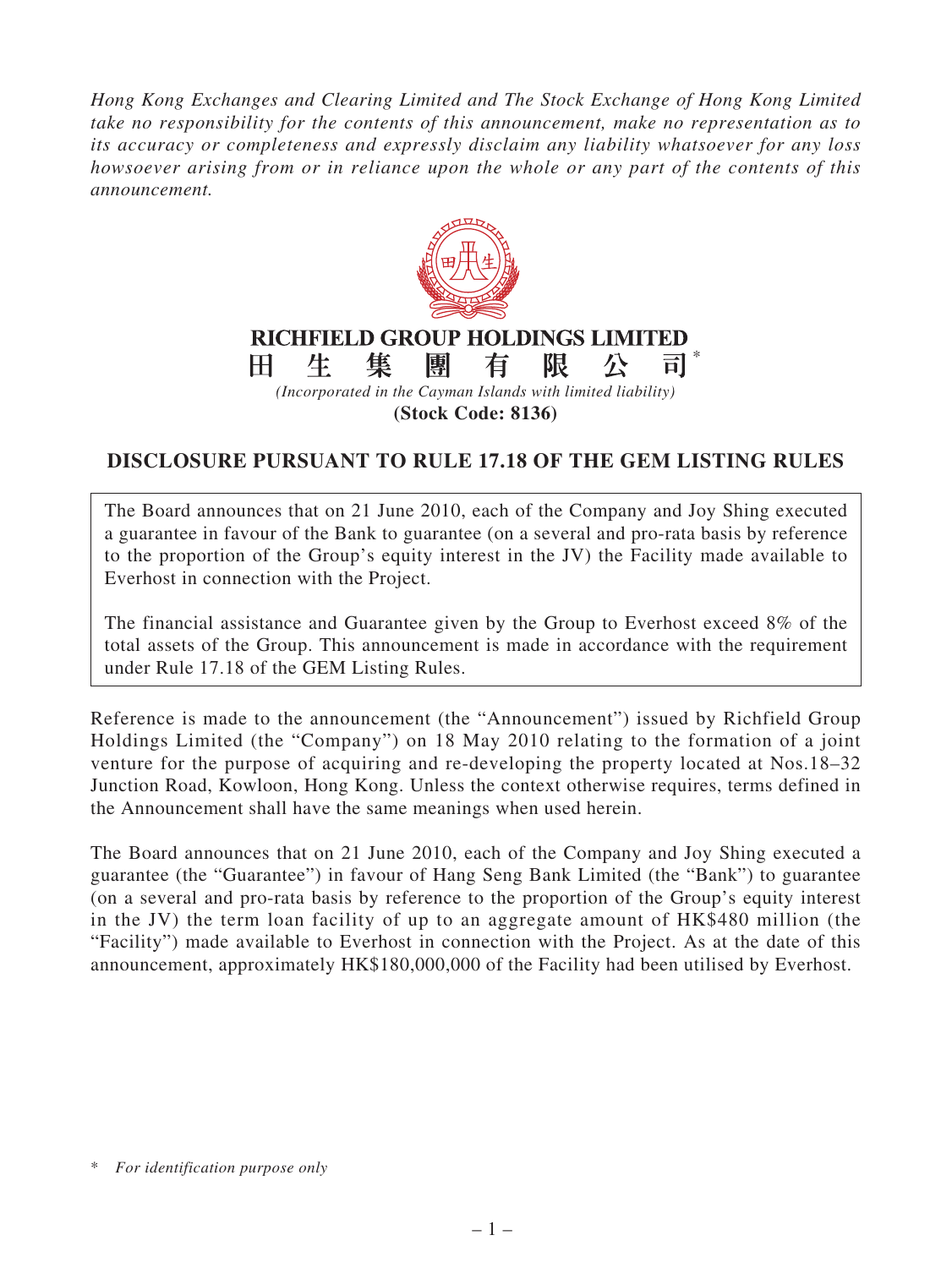*Hong Kong Exchanges and Clearing Limited and The Stock Exchange of Hong Kong Limited take no responsibility for the contents of this announcement, make no representation as to its accuracy or completeness and expressly disclaim any liability whatsoever for any loss howsoever arising from or in reliance upon the whole or any part of the contents of this announcement.*

# RICHFIELD GROUP HOLDINGS LIMITED
# 田生集團有限公司*

*(Incorporated in the Cayman Islands with limited liability)*

**(Stock Code: 8136)**

## DISCLOSURE PURSUANT TO RULE 17.18 OF THE GEM LISTING RULES

The Board announces that on 21 June 2010, each of the Company and Joy Shing executed a guarantee in favour of the Bank to guarantee (on a several and pro-rata basis by reference to the proportion of the Group's equity interest in the JV) the Facility made available to Everhost in connection with the Project.

The financial assistance and Guarantee given by the Group to Everhost exceed 8% of the total assets of the Group. This announcement is made in accordance with the requirement under Rule 17.18 of the GEM Listing Rules.

Reference is made to the announcement (the "Announcement") issued by Richfield Group Holdings Limited (the "Company") on 18 May 2010 relating to the formation of a joint venture for the purpose of acquiring and re-developing the property located at Nos.18–32 Junction Road, Kowloon, Hong Kong. Unless the context otherwise requires, terms defined in the Announcement shall have the same meanings when used herein.

The Board announces that on 21 June 2010, each of the Company and Joy Shing executed a guarantee (the "Guarantee") in favour of Hang Seng Bank Limited (the "Bank") to guarantee (on a several and pro-rata basis by reference to the proportion of the Group's equity interest in the JV) the term loan facility of up to an aggregate amount of HK$480 million (the "Facility") made available to Everhost in connection with the Project. As at the date of this announcement, approximately HK$180,000,000 of the Facility had been utilised by Everhost.

\* *For identification purpose only*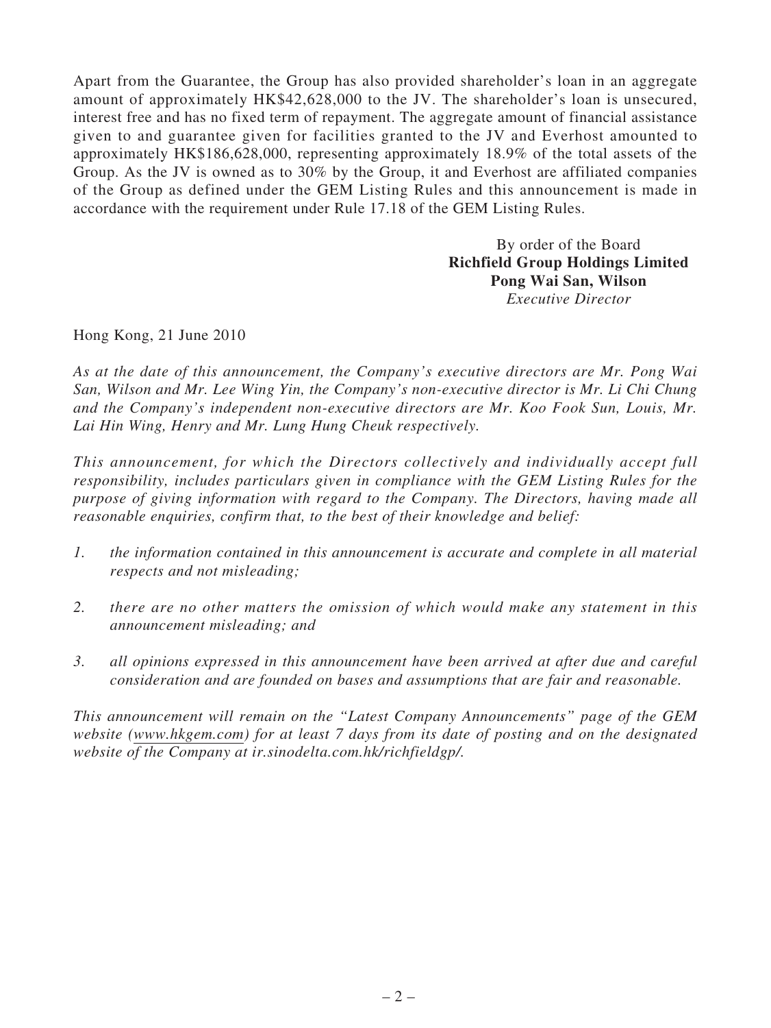Apart from the Guarantee, the Group has also provided shareholder's loan in an aggregate amount of approximately HK$42,628,000 to the JV. The shareholder's loan is unsecured, interest free and has no fixed term of repayment. The aggregate amount of financial assistance given to and guarantee given for facilities granted to the JV and Everhost amounted to approximately HK$186,628,000, representing approximately 18.9% of the total assets of the Group. As the JV is owned as to 30% by the Group, it and Everhost are affiliated companies of the Group as defined under the GEM Listing Rules and this announcement is made in accordance with the requirement under Rule 17.18 of the GEM Listing Rules.

By order of the Board
**Richfield Group Holdings Limited**
**Pong Wai San, Wilson**
*Executive Director*

Hong Kong, 21 June 2010

*As at the date of this announcement, the Company's executive directors are Mr. Pong Wai San, Wilson and Mr. Lee Wing Yin, the Company's non-executive director is Mr. Li Chi Chung and the Company's independent non-executive directors are Mr. Koo Fook Sun, Louis, Mr. Lai Hin Wing, Henry and Mr. Lung Hung Cheuk respectively.*

*This announcement, for which the Directors collectively and individually accept full responsibility, includes particulars given in compliance with the GEM Listing Rules for the purpose of giving information with regard to the Company. The Directors, having made all reasonable enquiries, confirm that, to the best of their knowledge and belief:*

1. *the information contained in this announcement is accurate and complete in all material respects and not misleading;*
2. *there are no other matters the omission of which would make any statement in this announcement misleading; and*
3. *all opinions expressed in this announcement have been arrived at after due and careful consideration and are founded on bases and assumptions that are fair and reasonable.*

*This announcement will remain on the "Latest Company Announcements" page of the GEM website (www.hkgem.com) for at least 7 days from its date of posting and on the designated website of the Company at ir.sinodelta.com.hk/richfieldgp/.*